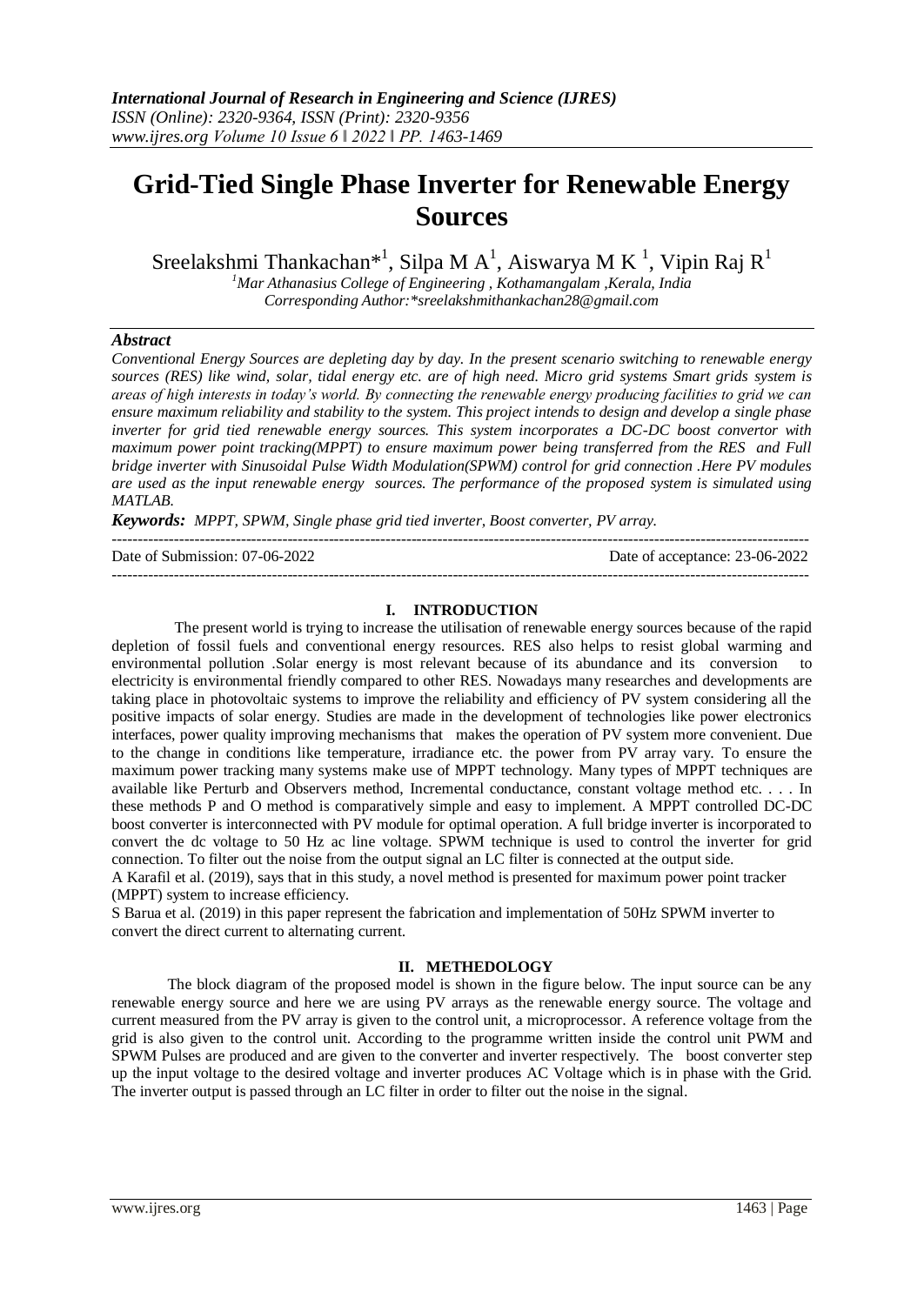# Grid-Tied Single Phase Inverter for Renewable Energy Sources

Sreelakshmi Thankachan*[1], Silpa M A[1], Aiswarya M K [1], Vipin Raj R[1]

[1]Mar Athanasius College of Engineering , Kothamangalam ,Kerala, India
Corresponding Author:*sreelakshmithankachan28@gmail.com

### *Abstract*

*Conventional Energy Sources are depleting day by day. In the present scenario switching to renewable energy sources (RES) like wind, solar, tidal energy etc. are of high need. Micro grid systems Smart grids system is areas of high interests in today's world. By connecting the renewable energy producing facilities to grid we can ensure maximum reliability and stability to the system. This project intends to design and develop a single phase inverter for grid tied renewable energy sources. This system incorporates a DC-DC boost convertor with maximum power point tracking(MPPT) to ensure maximum power being transferred from the RES and Full bridge inverter with Sinusoidal Pulse Width Modulation(SPWM) control for grid connection .Here PV modules are used as the input renewable energy sources. The performance of the proposed system is simulated using MATLAB.*

***Keywords:*** *MPPT, SPWM, Single phase grid tied inverter, Boost converter, PV array.*

---

Date of Submission: 07-06-2022 Date of acceptance: 23-06-2022

---

## I. INTRODUCTION

The present world is trying to increase the utilisation of renewable energy sources because of the rapid depletion of fossil fuels and conventional energy resources. RES also helps to resist global warming and environmental pollution .Solar energy is most relevant because of its abundance and its conversion to electricity is environmental friendly compared to other RES. Nowadays many researches and developments are taking place in photovoltaic systems to improve the reliability and efficiency of PV system considering all the positive impacts of solar energy. Studies are made in the development of technologies like power electronics interfaces, power quality improving mechanisms that makes the operation of PV system more convenient. Due to the change in conditions like temperature, irradiance etc. the power from PV array vary. To ensure the maximum power tracking many systems make use of MPPT technology. Many types of MPPT techniques are available like Perturb and Observers method, Incremental conductance, constant voltage method etc. . . . In these methods P and O method is comparatively simple and easy to implement. A MPPT controlled DC-DC boost converter is interconnected with PV module for optimal operation. A full bridge inverter is incorporated to convert the dc voltage to 50 Hz ac line voltage. SPWM technique is used to control the inverter for grid connection. To filter out the noise from the output signal an LC filter is connected at the output side.

A Karafil et al. (2019), says that in this study, a novel method is presented for maximum power point tracker (MPPT) system to increase efficiency.

S Barua et al. (2019) in this paper represent the fabrication and implementation of 50Hz SPWM inverter to convert the direct current to alternating current.

## II. METHEDOLOGY

The block diagram of the proposed model is shown in the figure below. The input source can be any renewable energy source and here we are using PV arrays as the renewable energy source. The voltage and current measured from the PV array is given to the control unit, a microprocessor. A reference voltage from the grid is also given to the control unit. According to the programme written inside the control unit PWM and SPWM Pulses are produced and are given to the converter and inverter respectively. The boost converter step up the input voltage to the desired voltage and inverter produces AC Voltage which is in phase with the Grid. The inverter output is passed through an LC filter in order to filter out the noise in the signal.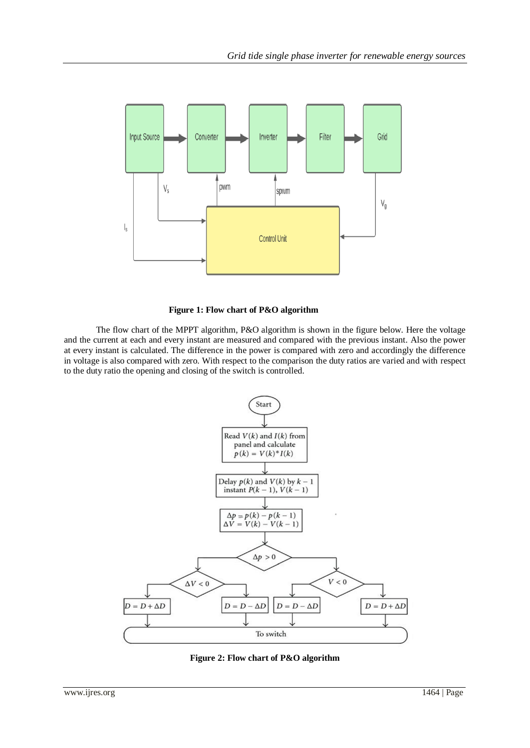**Figure 1: Flow chart of P&O algorithm**

The flow chart of the MPPT algorithm, P&O algorithm is shown in the figure below. Here the voltage and the current at each and every instant are measured and compared with the previous instant. Also the power at every instant is calculated. The difference in the power is compared with zero and accordingly the difference in voltage is also compared with zero. With respect to the comparison the duty ratios are varied and with respect to the duty ratio the opening and closing of the switch is controlled.

**Figure 2: Flow chart of P&O algorithm**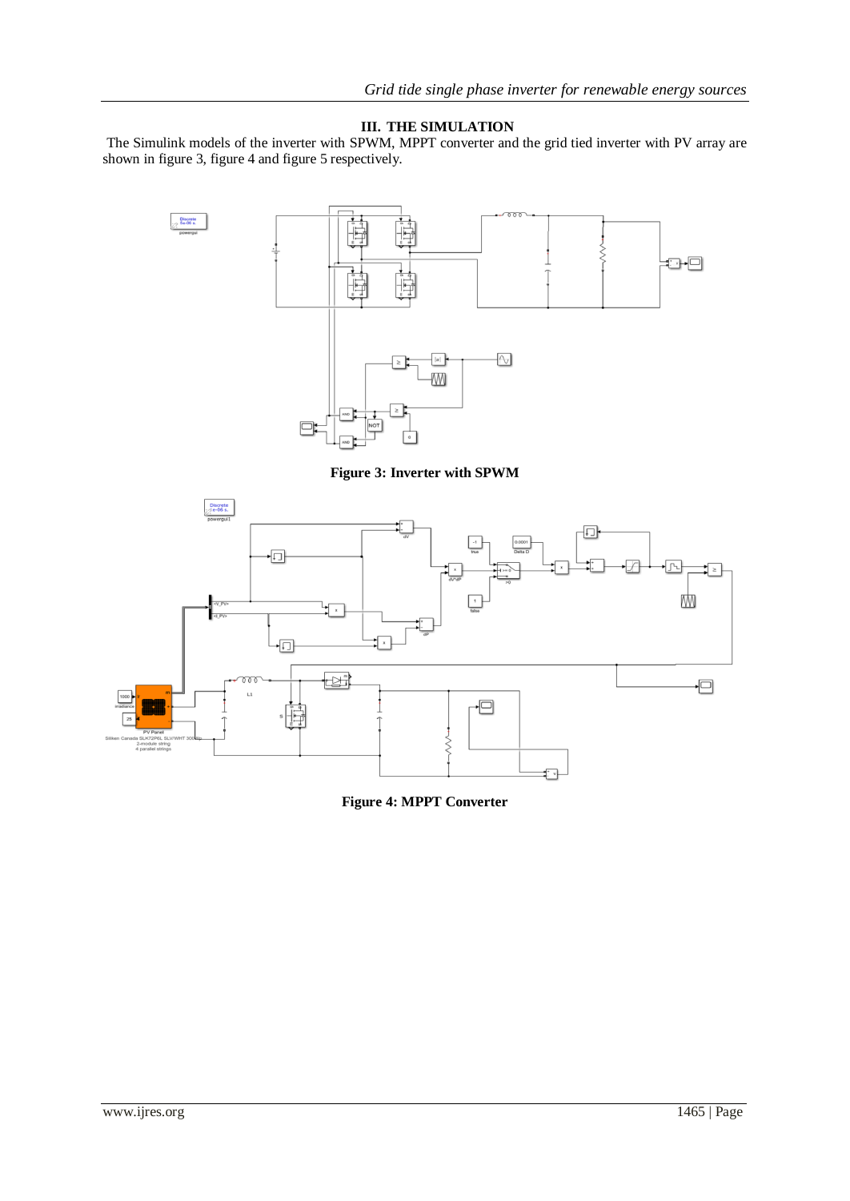## III. THE SIMULATION

The Simulink models of the inverter with SPWM, MPPT converter and the grid tied inverter with PV array are shown in figure 3, figure 4 and figure 5 respectively.

**Figure 3: Inverter with SPWM**

**Figure 4: MPPT Converter**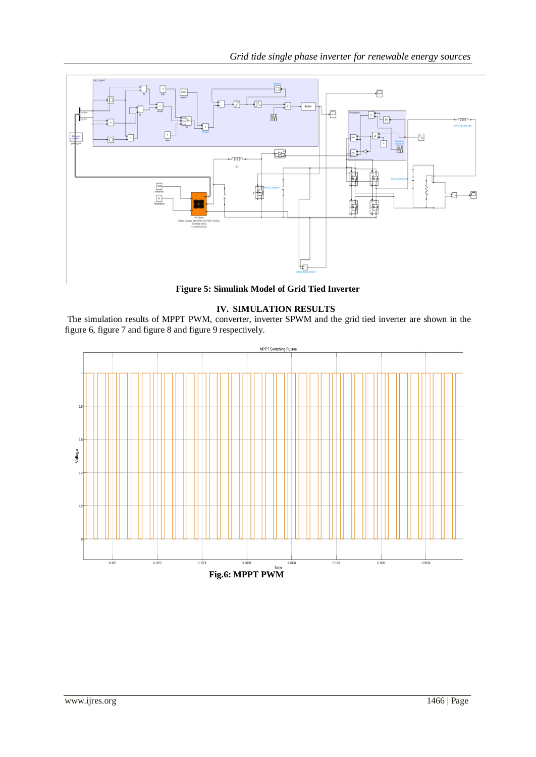**Figure 5: Simulink Model of Grid Tied Inverter**

## IV. SIMULATION RESULTS

The simulation results of MPPT PWM, converter, inverter SPWM and the grid tied inverter are shown in the figure 6, figure 7 and figure 8 and figure 9 respectively.

**Fig.6: MPPT PWM**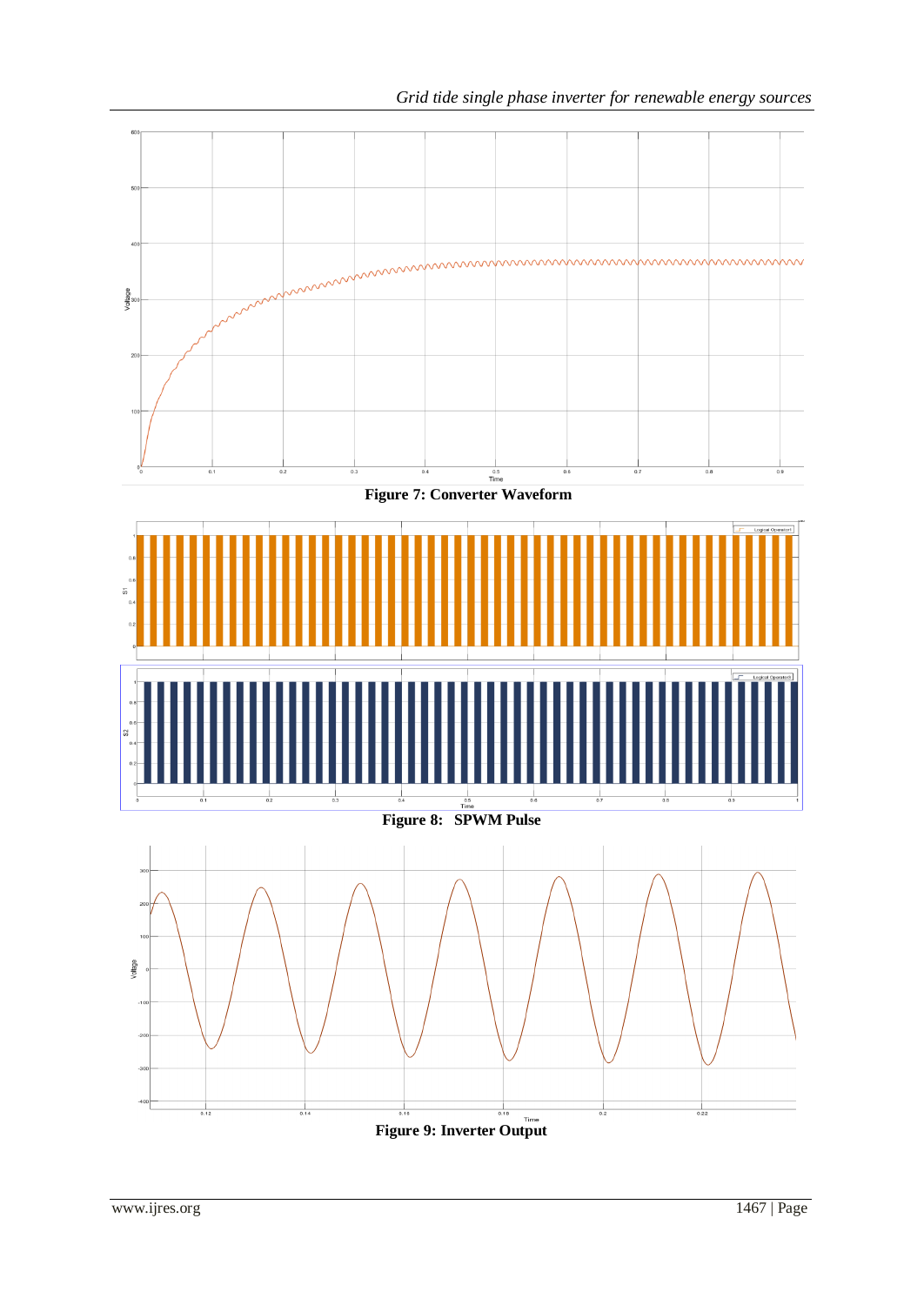Figure 7: Converter Waveform

Figure 8: SPWM Pulse

Figure 9: Inverter Output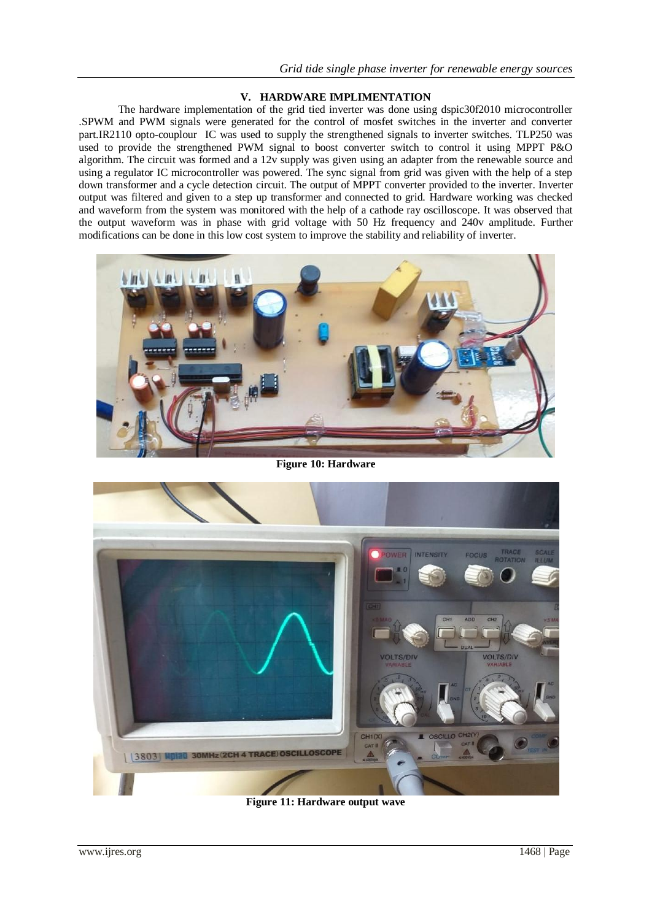## V. HARDWARE IMPLIMENTATION

The hardware implementation of the grid tied inverter was done using dspic30f2010 microcontroller .SPWM and PWM signals were generated for the control of mosfet switches in the inverter and converter part.IR2110 opto-couplour IC was used to supply the strengthened signals to inverter switches. TLP250 was used to provide the strengthened PWM signal to boost converter switch to control it using MPPT P&O algorithm. The circuit was formed and a 12v supply was given using an adapter from the renewable source and using a regulator IC microcontroller was powered. The sync signal from grid was given with the help of a step down transformer and a cycle detection circuit. The output of MPPT converter provided to the inverter. Inverter output was filtered and given to a step up transformer and connected to grid. Hardware working was checked and waveform from the system was monitored with the help of a cathode ray oscilloscope. It was observed that the output waveform was in phase with grid voltage with 50 Hz frequency and 240v amplitude. Further modifications can be done in this low cost system to improve the stability and reliability of inverter.

**Figure 10: Hardware**

**Figure 11: Hardware output wave**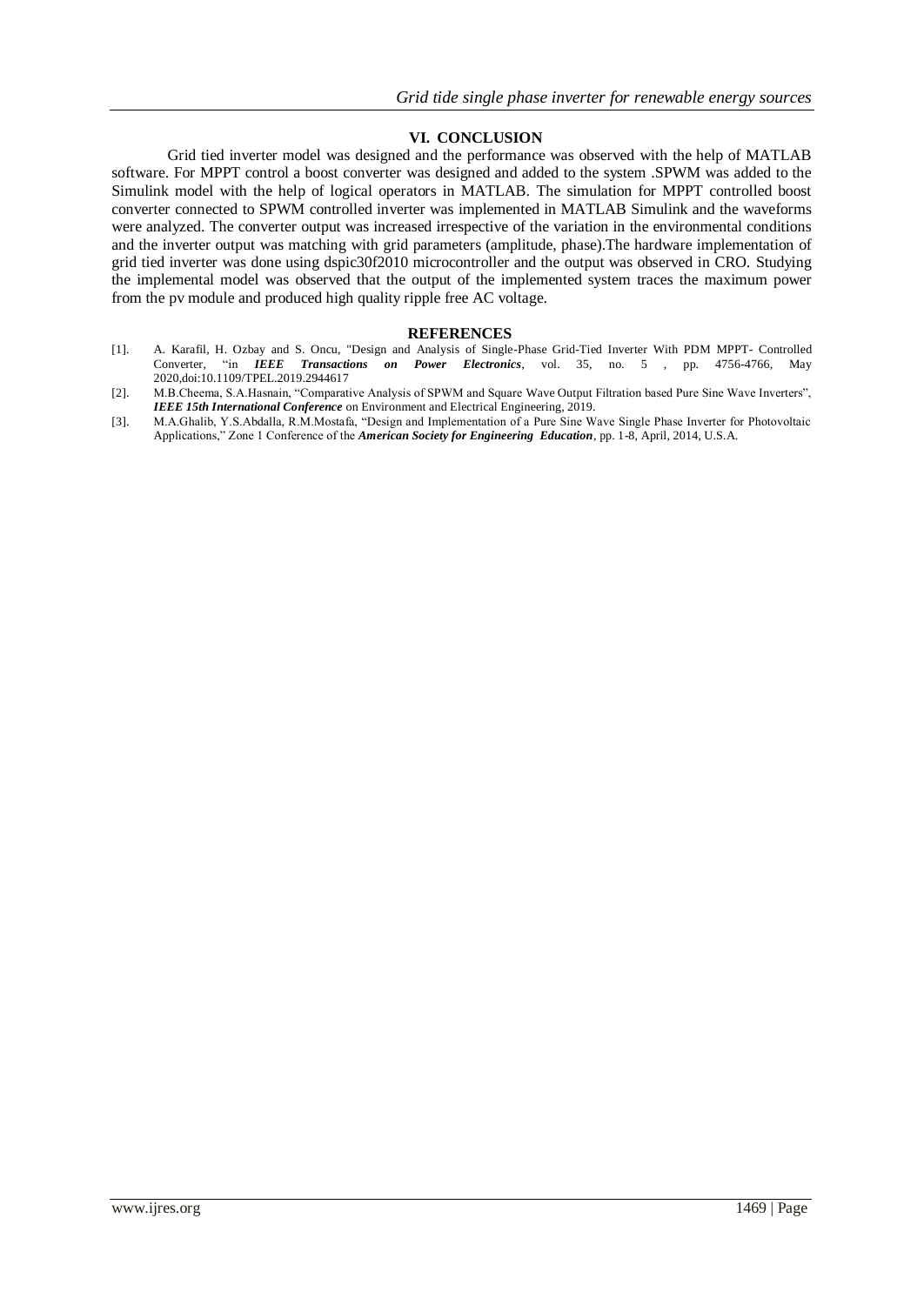## VI. CONCLUSION

Grid tied inverter model was designed and the performance was observed with the help of MATLAB software. For MPPT control a boost converter was designed and added to the system .SPWM was added to the Simulink model with the help of logical operators in MATLAB. The simulation for MPPT controlled boost converter connected to SPWM controlled inverter was implemented in MATLAB Simulink and the waveforms were analyzed. The converter output was increased irrespective of the variation in the environmental conditions and the inverter output was matching with grid parameters (amplitude, phase).The hardware implementation of grid tied inverter was done using dspic30f2010 microcontroller and the output was observed in CRO. Studying the implemental model was observed that the output of the implemented system traces the maximum power from the pv module and produced high quality ripple free AC voltage.

## REFERENCES

[1]. A. Karafil, H. Ozbay and S. Oncu, "Design and Analysis of Single-Phase Grid-Tied Inverter With PDM MPPT- Controlled Converter, "in ***IEEE Transactions on Power Electronics***, vol. 35, no. 5 , pp. 4756-4766, May 2020,doi:10.1109/TPEL.2019.2944617

[2]. M.B.Cheema, S.A.Hasnain, "Comparative Analysis of SPWM and Square Wave Output Filtration based Pure Sine Wave Inverters", ***IEEE 15th International Conference*** on Environment and Electrical Engineering, 2019.

[3]. M.A.Ghalib, Y.S.Abdalla, R.M.Mostafa, "Design and Implementation of a Pure Sine Wave Single Phase Inverter for Photovoltaic Applications," Zone 1 Conference of the ***American Society for Engineering Education***, pp. 1-8, April, 2014, U.S.A.